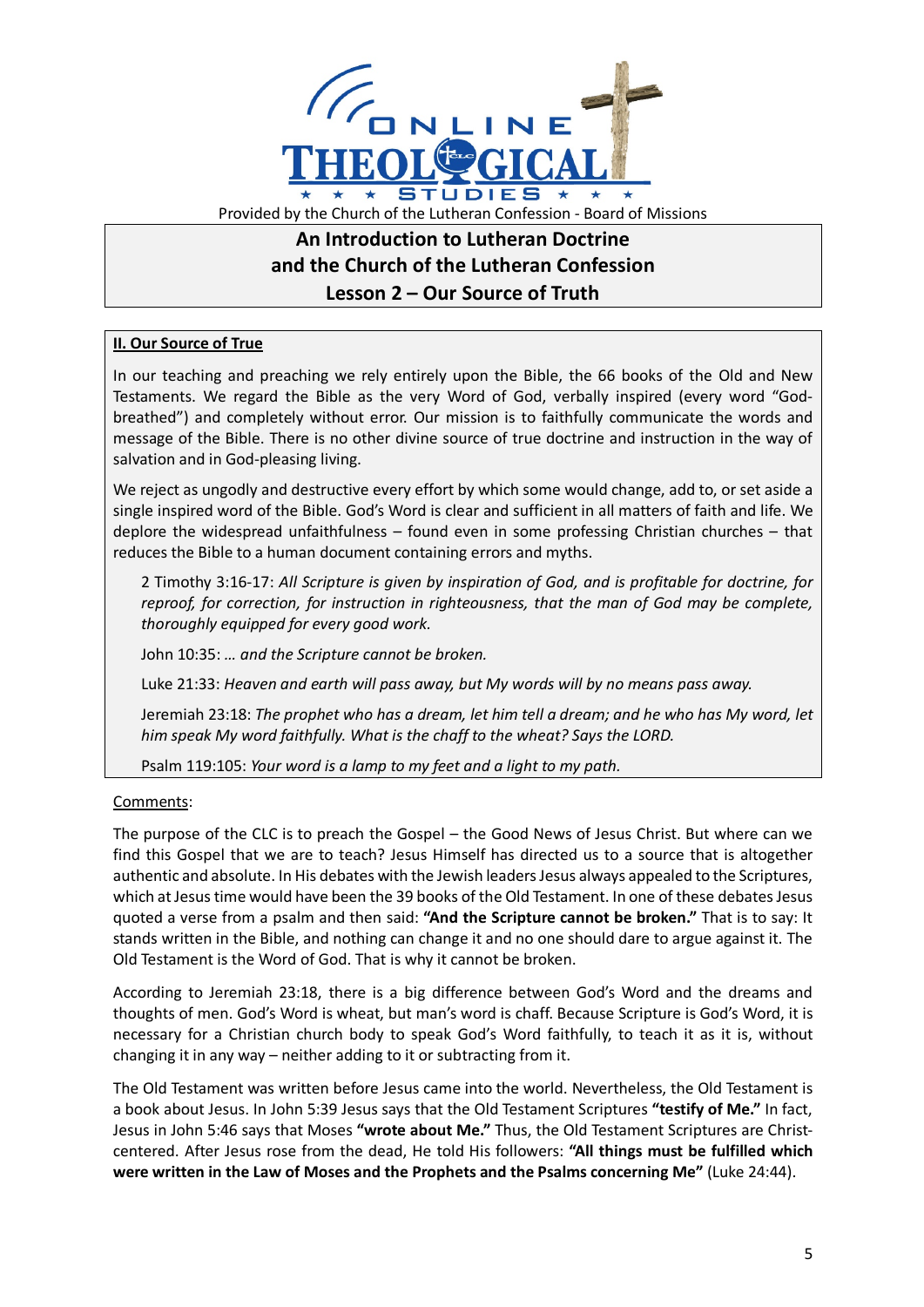ONLINE THEOLOGICAL STUDIES

Provided by the Church of the Lutheran Confession - Board of Missions

# An Introduction to Lutheran Doctrine and the Church of the Lutheran Confession
## Lesson 2 – Our Source of Truth

**II. Our Source of True**

In our teaching and preaching we rely entirely upon the Bible, the 66 books of the Old and New Testaments. We regard the Bible as the very Word of God, verbally inspired (every word "God-breathed") and completely without error. Our mission is to faithfully communicate the words and message of the Bible. There is no other divine source of true doctrine and instruction in the way of salvation and in God-pleasing living.

We reject as ungodly and destructive every effort by which some would change, add to, or set aside a single inspired word of the Bible. God's Word is clear and sufficient in all matters of faith and life. We deplore the widespread unfaithfulness – found even in some professing Christian churches – that reduces the Bible to a human document containing errors and myths.

> 2 Timothy 3:16-17: *All Scripture is given by inspiration of God, and is profitable for doctrine, for reproof, for correction, for instruction in righteousness, that the man of God may be complete, thoroughly equipped for every good work.*
>
> John 10:35: *… and the Scripture cannot be broken.*
>
> Luke 21:33: *Heaven and earth will pass away, but My words will by no means pass away.*
>
> Jeremiah 23:18: *The prophet who has a dream, let him tell a dream; and he who has My word, let him speak My word faithfully. What is the chaff to the wheat? Says the LORD.*
>
> Psalm 119:105: *Your word is a lamp to my feet and a light to my path.*

Comments:

The purpose of the CLC is to preach the Gospel – the Good News of Jesus Christ. But where can we find this Gospel that we are to teach? Jesus Himself has directed us to a source that is altogether authentic and absolute. In His debates with the Jewish leaders Jesus always appealed to the Scriptures, which at Jesus time would have been the 39 books of the Old Testament. In one of these debates Jesus quoted a verse from a psalm and then said: **"And the Scripture cannot be broken."** That is to say: It stands written in the Bible, and nothing can change it and no one should dare to argue against it. The Old Testament is the Word of God. That is why it cannot be broken.

According to Jeremiah 23:18, there is a big difference between God's Word and the dreams and thoughts of men. God's Word is wheat, but man's word is chaff. Because Scripture is God's Word, it is necessary for a Christian church body to speak God's Word faithfully, to teach it as it is, without changing it in any way – neither adding to it or subtracting from it.

The Old Testament was written before Jesus came into the world. Nevertheless, the Old Testament is a book about Jesus. In John 5:39 Jesus says that the Old Testament Scriptures **"testify of Me."** In fact, Jesus in John 5:46 says that Moses **"wrote about Me."** Thus, the Old Testament Scriptures are Christ-centered. After Jesus rose from the dead, He told His followers: **"All things must be fulfilled which were written in the Law of Moses and the Prophets and the Psalms concerning Me"** (Luke 24:44).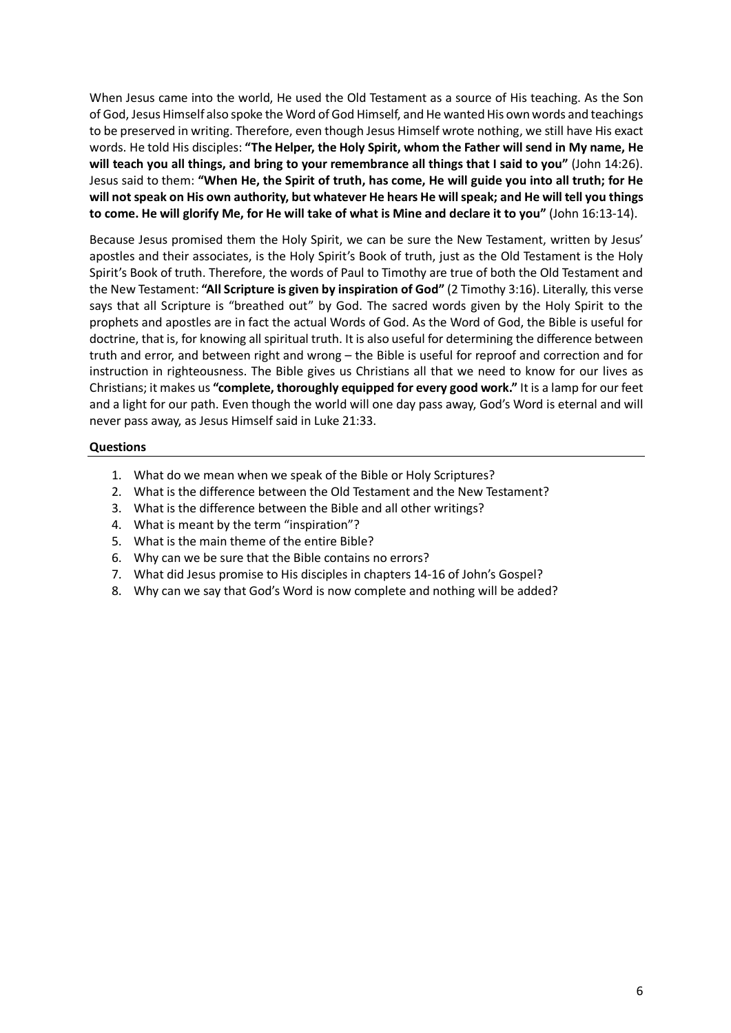When Jesus came into the world, He used the Old Testament as a source of His teaching. As the Son of God, Jesus Himself also spoke the Word of God Himself, and He wanted His own words and teachings to be preserved in writing. Therefore, even though Jesus Himself wrote nothing, we still have His exact words. He told His disciples: **"The Helper, the Holy Spirit, whom the Father will send in My name, He will teach you all things, and bring to your remembrance all things that I said to you"** (John 14:26). Jesus said to them: **"When He, the Spirit of truth, has come, He will guide you into all truth; for He will not speak on His own authority, but whatever He hears He will speak; and He will tell you things to come. He will glorify Me, for He will take of what is Mine and declare it to you"** (John 16:13-14).

Because Jesus promised them the Holy Spirit, we can be sure the New Testament, written by Jesus' apostles and their associates, is the Holy Spirit's Book of truth, just as the Old Testament is the Holy Spirit's Book of truth. Therefore, the words of Paul to Timothy are true of both the Old Testament and the New Testament: **"All Scripture is given by inspiration of God"** (2 Timothy 3:16). Literally, this verse says that all Scripture is "breathed out" by God. The sacred words given by the Holy Spirit to the prophets and apostles are in fact the actual Words of God. As the Word of God, the Bible is useful for doctrine, that is, for knowing all spiritual truth. It is also useful for determining the difference between truth and error, and between right and wrong – the Bible is useful for reproof and correction and for instruction in righteousness. The Bible gives us Christians all that we need to know for our lives as Christians; it makes us **"complete, thoroughly equipped for every good work."** It is a lamp for our feet and a light for our path. Even though the world will one day pass away, God's Word is eternal and will never pass away, as Jesus Himself said in Luke 21:33.

**Questions**

1. What do we mean when we speak of the Bible or Holy Scriptures?
2. What is the difference between the Old Testament and the New Testament?
3. What is the difference between the Bible and all other writings?
4. What is meant by the term "inspiration"?
5. What is the main theme of the entire Bible?
6. Why can we be sure that the Bible contains no errors?
7. What did Jesus promise to His disciples in chapters 14-16 of John's Gospel?
8. Why can we say that God's Word is now complete and nothing will be added?